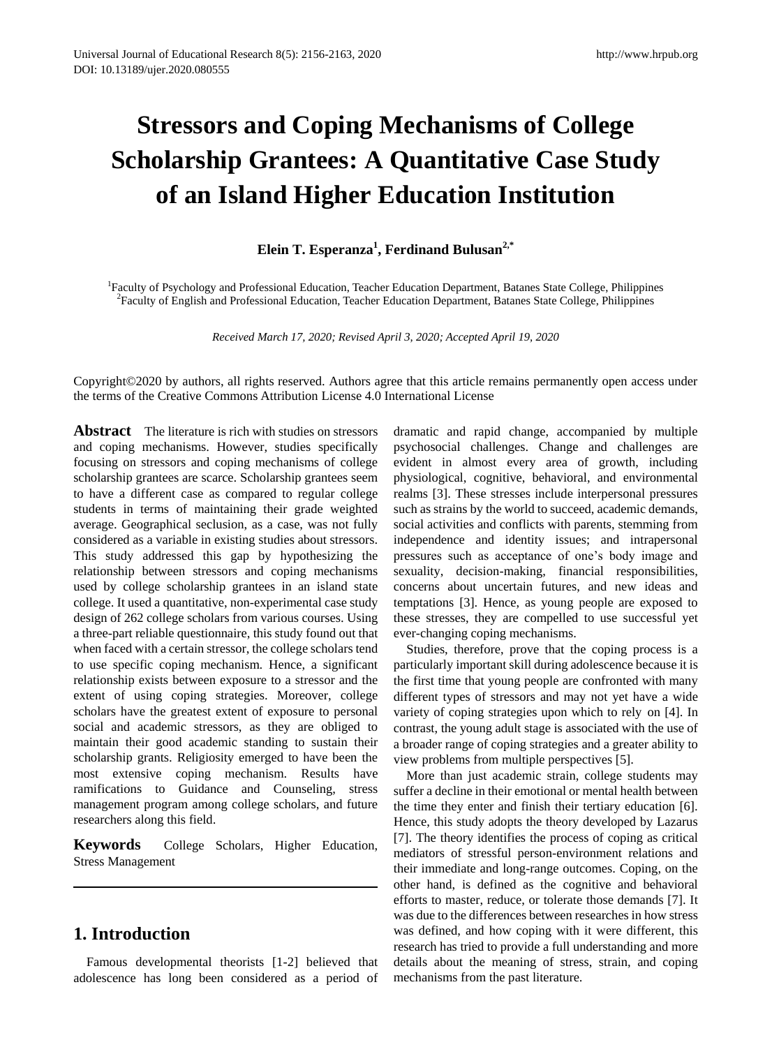# Stressors and Coping Mechanisms of College Scholarship Grantees: A Quantitative Case Study of an Island Higher Education Institution

**Elein T. Esperanza[1], Ferdinand Bulusan[2,*]**

[1]Faculty of Psychology and Professional Education, Teacher Education Department, Batanes State College, Philippines
[2]Faculty of English and Professional Education, Teacher Education Department, Batanes State College, Philippines

*Received March 17, 2020; Revised April 3, 2020; Accepted April 19, 2020*

Copyright©2020 by authors, all rights reserved. Authors agree that this article remains permanently open access under the terms of the Creative Commons Attribution License 4.0 International License

**Abstract** The literature is rich with studies on stressors and coping mechanisms. However, studies specifically focusing on stressors and coping mechanisms of college scholarship grantees are scarce. Scholarship grantees seem to have a different case as compared to regular college students in terms of maintaining their grade weighted average. Geographical seclusion, as a case, was not fully considered as a variable in existing studies about stressors. This study addressed this gap by hypothesizing the relationship between stressors and coping mechanisms used by college scholarship grantees in an island state college. It used a quantitative, non-experimental case study design of 262 college scholars from various courses. Using a three-part reliable questionnaire, this study found out that when faced with a certain stressor, the college scholars tend to use specific coping mechanism. Hence, a significant relationship exists between exposure to a stressor and the extent of using coping strategies. Moreover, college scholars have the greatest extent of exposure to personal social and academic stressors, as they are obliged to maintain their good academic standing to sustain their scholarship grants. Religiosity emerged to have been the most extensive coping mechanism. Results have ramifications to Guidance and Counseling, stress management program among college scholars, and future researchers along this field.

**Keywords** College Scholars, Higher Education, Stress Management

## 1. Introduction

Famous developmental theorists [1-2] believed that adolescence has long been considered as a period of dramatic and rapid change, accompanied by multiple psychosocial challenges. Change and challenges are evident in almost every area of growth, including physiological, cognitive, behavioral, and environmental realms [3]. These stresses include interpersonal pressures such as strains by the world to succeed, academic demands, social activities and conflicts with parents, stemming from independence and identity issues; and intrapersonal pressures such as acceptance of one's body image and sexuality, decision-making, financial responsibilities, concerns about uncertain futures, and new ideas and temptations [3]. Hence, as young people are exposed to these stresses, they are compelled to use successful yet ever-changing coping mechanisms.

Studies, therefore, prove that the coping process is a particularly important skill during adolescence because it is the first time that young people are confronted with many different types of stressors and may not yet have a wide variety of coping strategies upon which to rely on [4]. In contrast, the young adult stage is associated with the use of a broader range of coping strategies and a greater ability to view problems from multiple perspectives [5].

More than just academic strain, college students may suffer a decline in their emotional or mental health between the time they enter and finish their tertiary education [6]. Hence, this study adopts the theory developed by Lazarus [7]. The theory identifies the process of coping as critical mediators of stressful person-environment relations and their immediate and long-range outcomes. Coping, on the other hand, is defined as the cognitive and behavioral efforts to master, reduce, or tolerate those demands [7]. It was due to the differences between researches in how stress was defined, and how coping with it were different, this research has tried to provide a full understanding and more details about the meaning of stress, strain, and coping mechanisms from the past literature.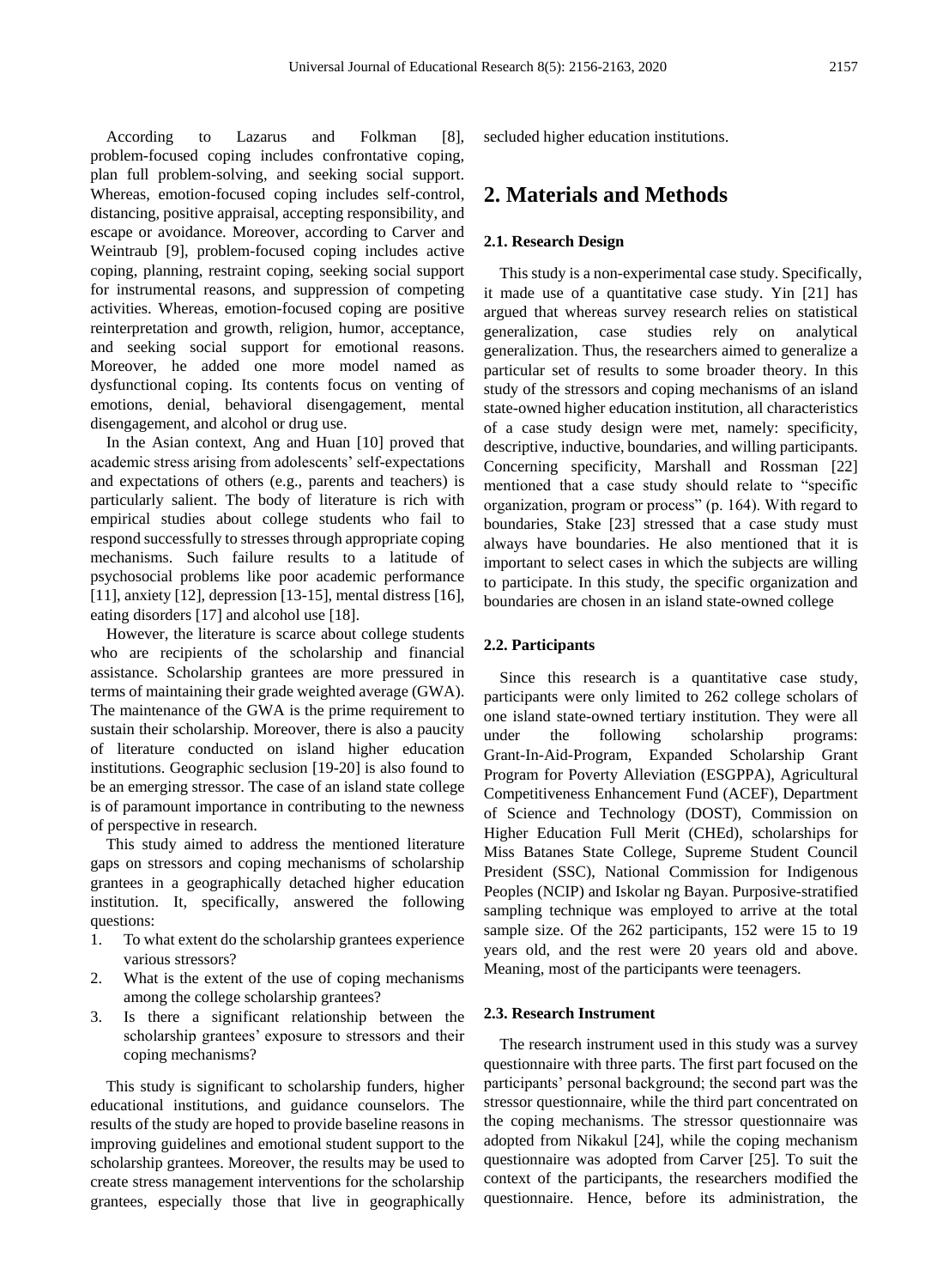According to Lazarus and Folkman [8], problem-focused coping includes confrontative coping, plan full problem-solving, and seeking social support. Whereas, emotion-focused coping includes self-control, distancing, positive appraisal, accepting responsibility, and escape or avoidance. Moreover, according to Carver and Weintraub [9], problem-focused coping includes active coping, planning, restraint coping, seeking social support for instrumental reasons, and suppression of competing activities. Whereas, emotion-focused coping are positive reinterpretation and growth, religion, humor, acceptance, and seeking social support for emotional reasons. Moreover, he added one more model named as dysfunctional coping. Its contents focus on venting of emotions, denial, behavioral disengagement, mental disengagement, and alcohol or drug use.

In the Asian context, Ang and Huan [10] proved that academic stress arising from adolescents' self-expectations and expectations of others (e.g., parents and teachers) is particularly salient. The body of literature is rich with empirical studies about college students who fail to respond successfully to stresses through appropriate coping mechanisms. Such failure results to a latitude of psychosocial problems like poor academic performance [11], anxiety [12], depression [13-15], mental distress [16], eating disorders [17] and alcohol use [18].

However, the literature is scarce about college students who are recipients of the scholarship and financial assistance. Scholarship grantees are more pressured in terms of maintaining their grade weighted average (GWA). The maintenance of the GWA is the prime requirement to sustain their scholarship. Moreover, there is also a paucity of literature conducted on island higher education institutions. Geographic seclusion [19-20] is also found to be an emerging stressor. The case of an island state college is of paramount importance in contributing to the newness of perspective in research.

This study aimed to address the mentioned literature gaps on stressors and coping mechanisms of scholarship grantees in a geographically detached higher education institution. It, specifically, answered the following questions:

1. To what extent do the scholarship grantees experience various stressors?
2. What is the extent of the use of coping mechanisms among the college scholarship grantees?
3. Is there a significant relationship between the scholarship grantees' exposure to stressors and their coping mechanisms?

This study is significant to scholarship funders, higher educational institutions, and guidance counselors. The results of the study are hoped to provide baseline reasons in improving guidelines and emotional student support to the scholarship grantees. Moreover, the results may be used to create stress management interventions for the scholarship grantees, especially those that live in geographically secluded higher education institutions.

## 2. Materials and Methods

### 2.1. Research Design

This study is a non-experimental case study. Specifically, it made use of a quantitative case study. Yin [21] has argued that whereas survey research relies on statistical generalization, case studies rely on analytical generalization. Thus, the researchers aimed to generalize a particular set of results to some broader theory. In this study of the stressors and coping mechanisms of an island state-owned higher education institution, all characteristics of a case study design were met, namely: specificity, descriptive, inductive, boundaries, and willing participants. Concerning specificity, Marshall and Rossman [22] mentioned that a case study should relate to "specific organization, program or process" (p. 164). With regard to boundaries, Stake [23] stressed that a case study must always have boundaries. He also mentioned that it is important to select cases in which the subjects are willing to participate. In this study, the specific organization and boundaries are chosen in an island state-owned college

### 2.2. Participants

Since this research is a quantitative case study, participants were only limited to 262 college scholars of one island state-owned tertiary institution. They were all under the following scholarship programs: Grant-In-Aid-Program, Expanded Scholarship Grant Program for Poverty Alleviation (ESGPPA), Agricultural Competitiveness Enhancement Fund (ACEF), Department of Science and Technology (DOST), Commission on Higher Education Full Merit (CHEd), scholarships for Miss Batanes State College, Supreme Student Council President (SSC), National Commission for Indigenous Peoples (NCIP) and Iskolar ng Bayan. Purposive-stratified sampling technique was employed to arrive at the total sample size. Of the 262 participants, 152 were 15 to 19 years old, and the rest were 20 years old and above. Meaning, most of the participants were teenagers.

### 2.3. Research Instrument

The research instrument used in this study was a survey questionnaire with three parts. The first part focused on the participants' personal background; the second part was the stressor questionnaire, while the third part concentrated on the coping mechanisms. The stressor questionnaire was adopted from Nikakul [24], while the coping mechanism questionnaire was adopted from Carver [25]. To suit the context of the participants, the researchers modified the questionnaire. Hence, before its administration, the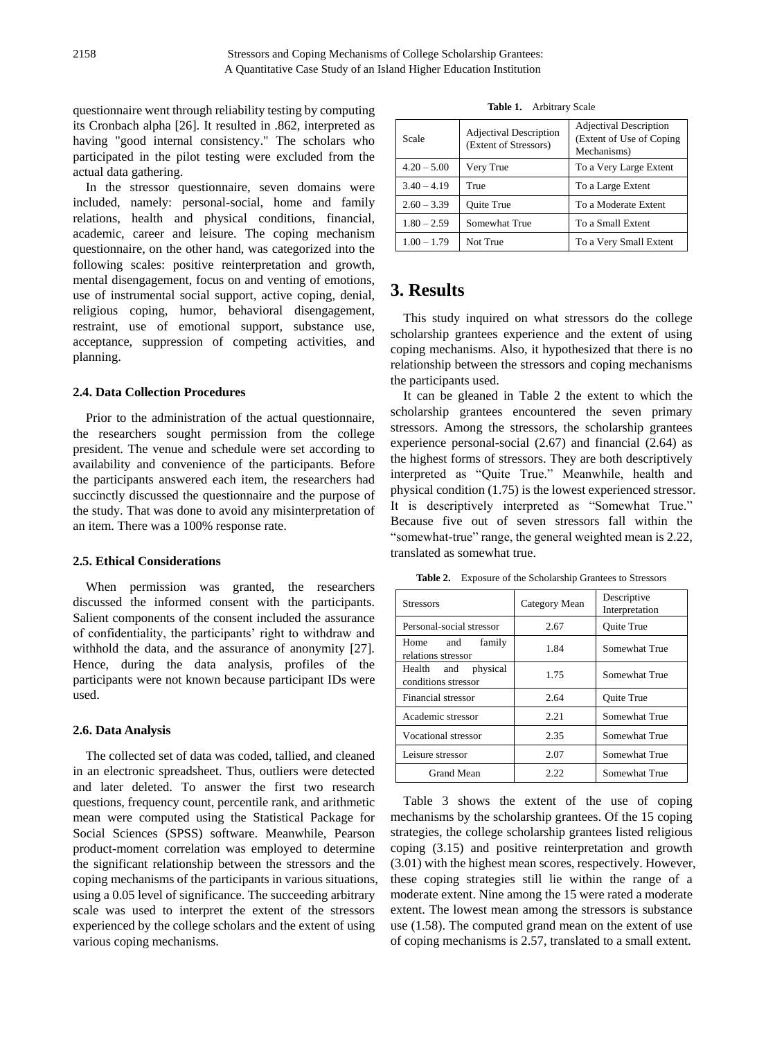questionnaire went through reliability testing by computing its Cronbach alpha [26]. It resulted in .862, interpreted as having "good internal consistency." The scholars who participated in the pilot testing were excluded from the actual data gathering.

In the stressor questionnaire, seven domains were included, namely: personal-social, home and family relations, health and physical conditions, financial, academic, career and leisure. The coping mechanism questionnaire, on the other hand, was categorized into the following scales: positive reinterpretation and growth, mental disengagement, focus on and venting of emotions, use of instrumental social support, active coping, denial, religious coping, humor, behavioral disengagement, restraint, use of emotional support, substance use, acceptance, suppression of competing activities, and planning.

### 2.4. Data Collection Procedures

Prior to the administration of the actual questionnaire, the researchers sought permission from the college president. The venue and schedule were set according to availability and convenience of the participants. Before the participants answered each item, the researchers had succinctly discussed the questionnaire and the purpose of the study. That was done to avoid any misinterpretation of an item. There was a 100% response rate.

### 2.5. Ethical Considerations

When permission was granted, the researchers discussed the informed consent with the participants. Salient components of the consent included the assurance of confidentiality, the participants' right to withdraw and withhold the data, and the assurance of anonymity [27]. Hence, during the data analysis, profiles of the participants were not known because participant IDs were used.

### 2.6. Data Analysis

The collected set of data was coded, tallied, and cleaned in an electronic spreadsheet. Thus, outliers were detected and later deleted. To answer the first two research questions, frequency count, percentile rank, and arithmetic mean were computed using the Statistical Package for Social Sciences (SPSS) software. Meanwhile, Pearson product-moment correlation was employed to determine the significant relationship between the stressors and the coping mechanisms of the participants in various situations, using a 0.05 level of significance. The succeeding arbitrary scale was used to interpret the extent of the stressors experienced by the college scholars and the extent of using various coping mechanisms.

**Table 1.** Arbitrary Scale

| Scale | Adjectival Description (Extent of Stressors) | Adjectival Description (Extent of Use of Coping Mechanisms) |
|---|---|---|
| 4.20 – 5.00 | Very True | To a Very Large Extent |
| 3.40 – 4.19 | True | To a Large Extent |
| 2.60 – 3.39 | Quite True | To a Moderate Extent |
| 1.80 – 2.59 | Somewhat True | To a Small Extent |
| 1.00 – 1.79 | Not True | To a Very Small Extent |

## 3. Results

This study inquired on what stressors do the college scholarship grantees experience and the extent of using coping mechanisms. Also, it hypothesized that there is no relationship between the stressors and coping mechanisms the participants used.

It can be gleaned in Table 2 the extent to which the scholarship grantees encountered the seven primary stressors. Among the stressors, the scholarship grantees experience personal-social (2.67) and financial (2.64) as the highest forms of stressors. They are both descriptively interpreted as "Quite True." Meanwhile, health and physical condition (1.75) is the lowest experienced stressor. It is descriptively interpreted as "Somewhat True." Because five out of seven stressors fall within the "somewhat-true" range, the general weighted mean is 2.22, translated as somewhat true.

**Table 2.** Exposure of the Scholarship Grantees to Stressors

| Stressors | Category Mean | Descriptive Interpretation |
|---|---|---|
| Personal-social stressor | 2.67 | Quite True |
| Home and family relations stressor | 1.84 | Somewhat True |
| Health and physical conditions stressor | 1.75 | Somewhat True |
| Financial stressor | 2.64 | Quite True |
| Academic stressor | 2.21 | Somewhat True |
| Vocational stressor | 2.35 | Somewhat True |
| Leisure stressor | 2.07 | Somewhat True |
| Grand Mean | 2.22 | Somewhat True |

Table 3 shows the extent of the use of coping mechanisms by the scholarship grantees. Of the 15 coping strategies, the college scholarship grantees listed religious coping (3.15) and positive reinterpretation and growth (3.01) with the highest mean scores, respectively. However, these coping strategies still lie within the range of a moderate extent. Nine among the 15 were rated a moderate extent. The lowest mean among the stressors is substance use (1.58). The computed grand mean on the extent of use of coping mechanisms is 2.57, translated to a small extent.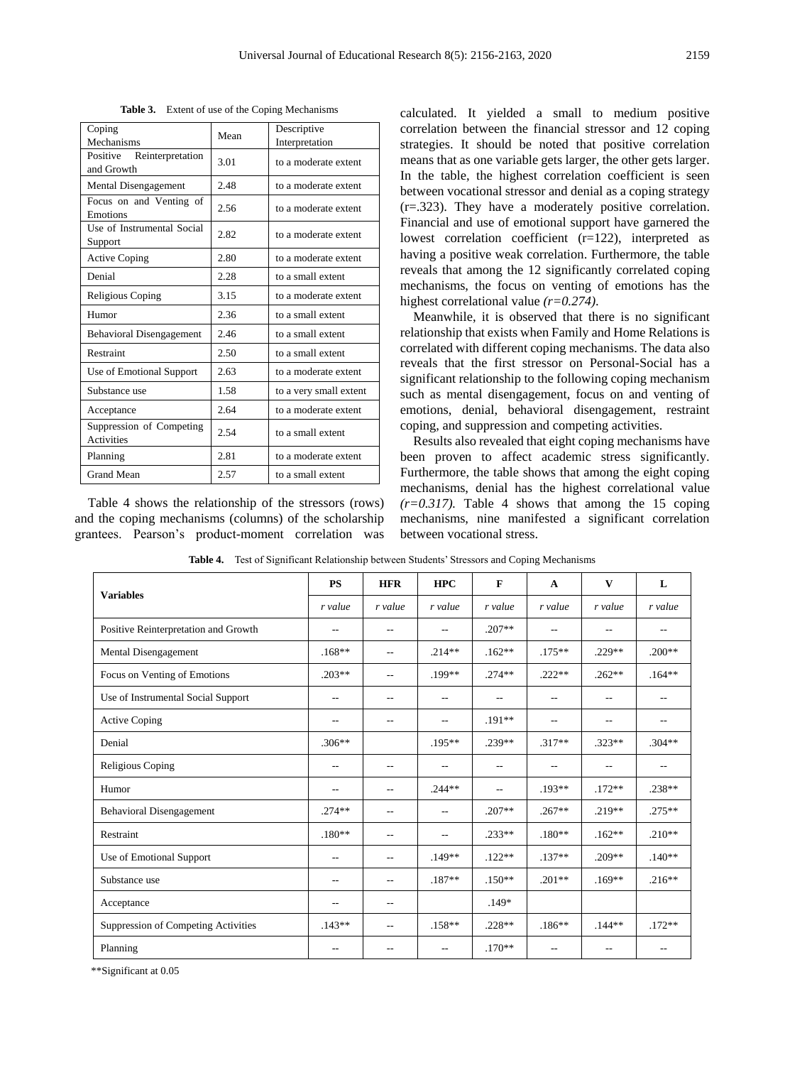**Table 3.** Extent of use of the Coping Mechanisms

| Coping Mechanisms | Mean | Descriptive Interpretation |
|---|---|---|
| Positive Reinterpretation and Growth | 3.01 | to a moderate extent |
| Mental Disengagement | 2.48 | to a moderate extent |
| Focus on and Venting of Emotions | 2.56 | to a moderate extent |
| Use of Instrumental Social Support | 2.82 | to a moderate extent |
| Active Coping | 2.80 | to a moderate extent |
| Denial | 2.28 | to a small extent |
| Religious Coping | 3.15 | to a moderate extent |
| Humor | 2.36 | to a small extent |
| Behavioral Disengagement | 2.46 | to a small extent |
| Restraint | 2.50 | to a small extent |
| Use of Emotional Support | 2.63 | to a moderate extent |
| Substance use | 1.58 | to a very small extent |
| Acceptance | 2.64 | to a moderate extent |
| Suppression of Competing Activities | 2.54 | to a small extent |
| Planning | 2.81 | to a moderate extent |
| Grand Mean | 2.57 | to a small extent |

Table 4 shows the relationship of the stressors (rows) and the coping mechanisms (columns) of the scholarship grantees. Pearson's product-moment correlation was calculated. It yielded a small to medium positive correlation between the financial stressor and 12 coping strategies. It should be noted that positive correlation means that as one variable gets larger, the other gets larger. In the table, the highest correlation coefficient is seen between vocational stressor and denial as a coping strategy (r=.323). They have a moderately positive correlation. Financial and use of emotional support have garnered the lowest correlation coefficient (r=122), interpreted as having a positive weak correlation. Furthermore, the table reveals that among the 12 significantly correlated coping mechanisms, the focus on venting of emotions has the highest correlational value *(r=0.274)*.

Meanwhile, it is observed that there is no significant relationship that exists when Family and Home Relations is correlated with different coping mechanisms. The data also reveals that the first stressor on Personal-Social has a significant relationship to the following coping mechanism such as mental disengagement, focus on and venting of emotions, denial, behavioral disengagement, restraint coping, and suppression and competing activities.

Results also revealed that eight coping mechanisms have been proven to affect academic stress significantly. Furthermore, the table shows that among the eight coping mechanisms, denial has the highest correlational value *(r=0.317).* Table 4 shows that among the 15 coping mechanisms, nine manifested a significant correlation between vocational stress.

**Table 4.** Test of Significant Relationship between Students' Stressors and Coping Mechanisms

| Variables | PS | HFR | HPC | F | A | V | L |
|---|---|---|---|---|---|---|---|
| | *r value* | *r value* | *r value* | *r value* | *r value* | *r value* | *r value* |
| Positive Reinterpretation and Growth | -- | -- | -- | .207** | -- | -- | -- |
| Mental Disengagement | .168** | -- | .214** | .162** | .175** | .229** | .200** |
| Focus on Venting of Emotions | .203** | -- | .199** | .274** | .222** | .262** | .164** |
| Use of Instrumental Social Support | -- | -- | -- | -- | -- | -- | -- |
| Active Coping | -- | -- | -- | .191** | -- | -- | -- |
| Denial | .306** | | .195** | .239** | .317** | .323** | .304** |
| Religious Coping | -- | -- | -- | -- | -- | -- | -- |
| Humor | -- | -- | .244** | -- | .193** | .172** | .238** |
| Behavioral Disengagement | .274** | -- | -- | .207** | .267** | .219** | .275** |
| Restraint | .180** | -- | -- | .233** | .180** | .162** | .210** |
| Use of Emotional Support | -- | -- | .149** | .122** | .137** | .209** | .140** |
| Substance use | -- | -- | .187** | .150** | .201** | .169** | .216** |
| Acceptance | -- | -- | | .149* | | | |
| Suppression of Competing Activities | .143** | -- | .158** | .228** | .186** | .144** | .172** |
| Planning | -- | -- | -- | .170** | -- | -- | -- |

**Significant at 0.05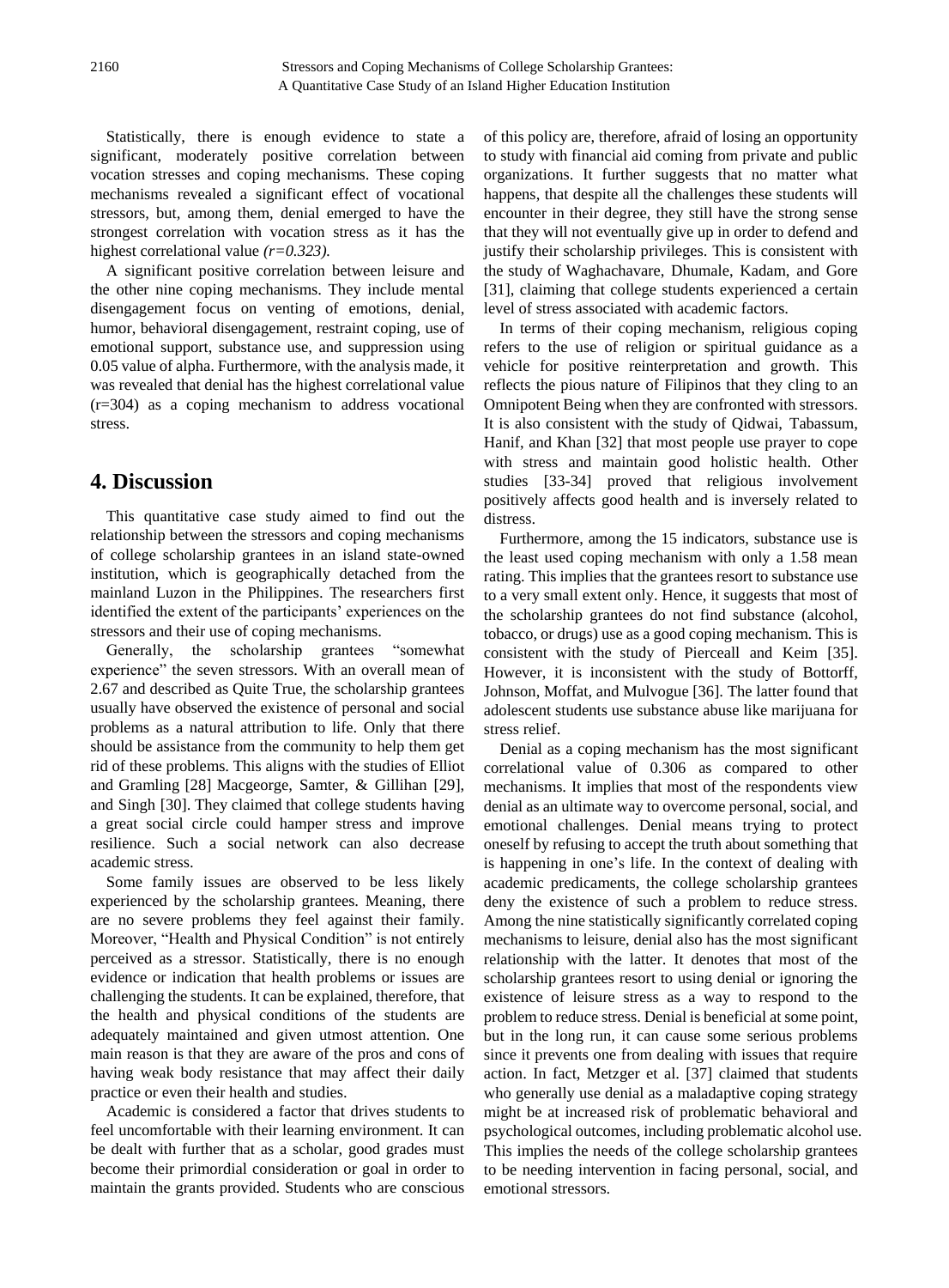Statistically, there is enough evidence to state a significant, moderately positive correlation between vocation stresses and coping mechanisms. These coping mechanisms revealed a significant effect of vocational stressors, but, among them, denial emerged to have the strongest correlation with vocation stress as it has the highest correlational value *(r=0.323).*

A significant positive correlation between leisure and the other nine coping mechanisms. They include mental disengagement focus on venting of emotions, denial, humor, behavioral disengagement, restraint coping, use of emotional support, substance use, and suppression using 0.05 value of alpha. Furthermore, with the analysis made, it was revealed that denial has the highest correlational value (r=304) as a coping mechanism to address vocational stress.

# 4. Discussion

This quantitative case study aimed to find out the relationship between the stressors and coping mechanisms of college scholarship grantees in an island state-owned institution, which is geographically detached from the mainland Luzon in the Philippines. The researchers first identified the extent of the participants' experiences on the stressors and their use of coping mechanisms.

Generally, the scholarship grantees "somewhat experience" the seven stressors. With an overall mean of 2.67 and described as Quite True, the scholarship grantees usually have observed the existence of personal and social problems as a natural attribution to life. Only that there should be assistance from the community to help them get rid of these problems. This aligns with the studies of Elliot and Gramling [28] Macgeorge, Samter, & Gillihan [29], and Singh [30]. They claimed that college students having a great social circle could hamper stress and improve resilience. Such a social network can also decrease academic stress.

Some family issues are observed to be less likely experienced by the scholarship grantees. Meaning, there are no severe problems they feel against their family. Moreover, "Health and Physical Condition" is not entirely perceived as a stressor. Statistically, there is no enough evidence or indication that health problems or issues are challenging the students. It can be explained, therefore, that the health and physical conditions of the students are adequately maintained and given utmost attention. One main reason is that they are aware of the pros and cons of having weak body resistance that may affect their daily practice or even their health and studies.

Academic is considered a factor that drives students to feel uncomfortable with their learning environment. It can be dealt with further that as a scholar, good grades must become their primordial consideration or goal in order to maintain the grants provided. Students who are conscious of this policy are, therefore, afraid of losing an opportunity to study with financial aid coming from private and public organizations. It further suggests that no matter what happens, that despite all the challenges these students will encounter in their degree, they still have the strong sense that they will not eventually give up in order to defend and justify their scholarship privileges. This is consistent with the study of Waghachavare, Dhumale, Kadam, and Gore [31], claiming that college students experienced a certain level of stress associated with academic factors.

In terms of their coping mechanism, religious coping refers to the use of religion or spiritual guidance as a vehicle for positive reinterpretation and growth. This reflects the pious nature of Filipinos that they cling to an Omnipotent Being when they are confronted with stressors. It is also consistent with the study of Qidwai, Tabassum, Hanif, and Khan [32] that most people use prayer to cope with stress and maintain good holistic health. Other studies [33-34] proved that religious involvement positively affects good health and is inversely related to distress.

Furthermore, among the 15 indicators, substance use is the least used coping mechanism with only a 1.58 mean rating. This implies that the grantees resort to substance use to a very small extent only. Hence, it suggests that most of the scholarship grantees do not find substance (alcohol, tobacco, or drugs) use as a good coping mechanism. This is consistent with the study of Pierceall and Keim [35]. However, it is inconsistent with the study of Bottorff, Johnson, Moffat, and Mulvogue [36]. The latter found that adolescent students use substance abuse like marijuana for stress relief.

Denial as a coping mechanism has the most significant correlational value of 0.306 as compared to other mechanisms. It implies that most of the respondents view denial as an ultimate way to overcome personal, social, and emotional challenges. Denial means trying to protect oneself by refusing to accept the truth about something that is happening in one's life. In the context of dealing with academic predicaments, the college scholarship grantees deny the existence of such a problem to reduce stress. Among the nine statistically significantly correlated coping mechanisms to leisure, denial also has the most significant relationship with the latter. It denotes that most of the scholarship grantees resort to using denial or ignoring the existence of leisure stress as a way to respond to the problem to reduce stress. Denial is beneficial at some point, but in the long run, it can cause some serious problems since it prevents one from dealing with issues that require action. In fact, Metzger et al. [37] claimed that students who generally use denial as a maladaptive coping strategy might be at increased risk of problematic behavioral and psychological outcomes, including problematic alcohol use. This implies the needs of the college scholarship grantees to be needing intervention in facing personal, social, and emotional stressors.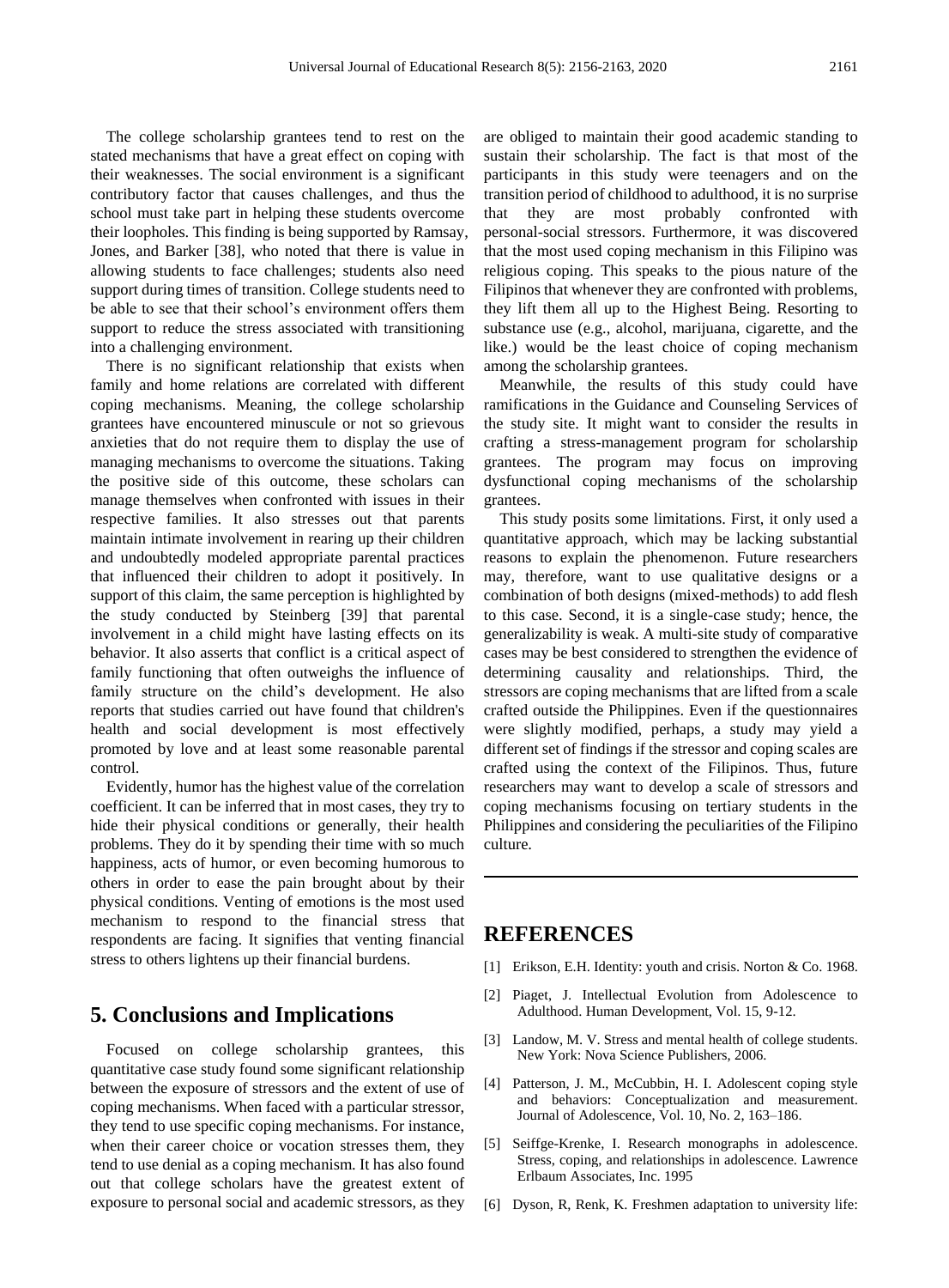The college scholarship grantees tend to rest on the stated mechanisms that have a great effect on coping with their weaknesses. The social environment is a significant contributory factor that causes challenges, and thus the school must take part in helping these students overcome their loopholes. This finding is being supported by Ramsay, Jones, and Barker [38], who noted that there is value in allowing students to face challenges; students also need support during times of transition. College students need to be able to see that their school's environment offers them support to reduce the stress associated with transitioning into a challenging environment.

There is no significant relationship that exists when family and home relations are correlated with different coping mechanisms. Meaning, the college scholarship grantees have encountered minuscule or not so grievous anxieties that do not require them to display the use of managing mechanisms to overcome the situations. Taking the positive side of this outcome, these scholars can manage themselves when confronted with issues in their respective families. It also stresses out that parents maintain intimate involvement in rearing up their children and undoubtedly modeled appropriate parental practices that influenced their children to adopt it positively. In support of this claim, the same perception is highlighted by the study conducted by Steinberg [39] that parental involvement in a child might have lasting effects on its behavior. It also asserts that conflict is a critical aspect of family functioning that often outweighs the influence of family structure on the child's development. He also reports that studies carried out have found that children's health and social development is most effectively promoted by love and at least some reasonable parental control.

Evidently, humor has the highest value of the correlation coefficient. It can be inferred that in most cases, they try to hide their physical conditions or generally, their health problems. They do it by spending their time with so much happiness, acts of humor, or even becoming humorous to others in order to ease the pain brought about by their physical conditions. Venting of emotions is the most used mechanism to respond to the financial stress that respondents are facing. It signifies that venting financial stress to others lightens up their financial burdens.

## 5. Conclusions and Implications

Focused on college scholarship grantees, this quantitative case study found some significant relationship between the exposure of stressors and the extent of use of coping mechanisms. When faced with a particular stressor, they tend to use specific coping mechanisms. For instance, when their career choice or vocation stresses them, they tend to use denial as a coping mechanism. It has also found out that college scholars have the greatest extent of exposure to personal social and academic stressors, as they are obliged to maintain their good academic standing to sustain their scholarship. The fact is that most of the participants in this study were teenagers and on the transition period of childhood to adulthood, it is no surprise that they are most probably confronted with personal-social stressors. Furthermore, it was discovered that the most used coping mechanism in this Filipino was religious coping. This speaks to the pious nature of the Filipinos that whenever they are confronted with problems, they lift them all up to the Highest Being. Resorting to substance use (e.g., alcohol, marijuana, cigarette, and the like.) would be the least choice of coping mechanism among the scholarship grantees.

Meanwhile, the results of this study could have ramifications in the Guidance and Counseling Services of the study site. It might want to consider the results in crafting a stress-management program for scholarship grantees. The program may focus on improving dysfunctional coping mechanisms of the scholarship grantees.

This study posits some limitations. First, it only used a quantitative approach, which may be lacking substantial reasons to explain the phenomenon. Future researchers may, therefore, want to use qualitative designs or a combination of both designs (mixed-methods) to add flesh to this case. Second, it is a single-case study; hence, the generalizability is weak. A multi-site study of comparative cases may be best considered to strengthen the evidence of determining causality and relationships. Third, the stressors are coping mechanisms that are lifted from a scale crafted outside the Philippines. Even if the questionnaires were slightly modified, perhaps, a study may yield a different set of findings if the stressor and coping scales are crafted using the context of the Filipinos. Thus, future researchers may want to develop a scale of stressors and coping mechanisms focusing on tertiary students in the Philippines and considering the peculiarities of the Filipino culture.

## REFERENCES

[1] Erikson, E.H. Identity: youth and crisis. Norton & Co. 1968.

[2] Piaget, J. Intellectual Evolution from Adolescence to Adulthood. Human Development, Vol. 15, 9-12.

[3] Landow, M. V. Stress and mental health of college students. New York: Nova Science Publishers, 2006.

[4] Patterson, J. M., McCubbin, H. I. Adolescent coping style and behaviors: Conceptualization and measurement. Journal of Adolescence, Vol. 10, No. 2, 163–186.

[5] Seiffge-Krenke, I. Research monographs in adolescence. Stress, coping, and relationships in adolescence. Lawrence Erlbaum Associates, Inc. 1995

[6] Dyson, R, Renk, K. Freshmen adaptation to university life: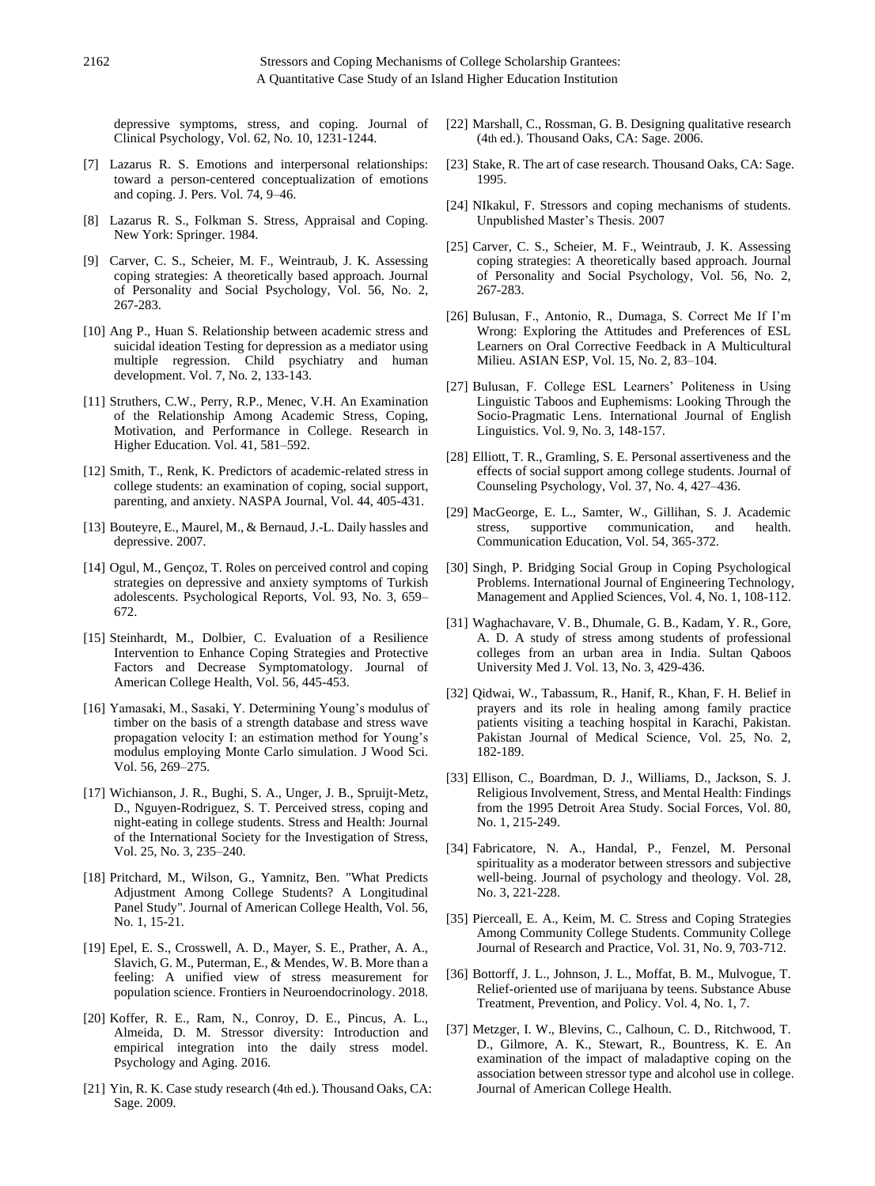depressive symptoms, stress, and coping. Journal of Clinical Psychology, Vol. 62, No. 10, 1231-1244.

[7] Lazarus R. S. Emotions and interpersonal relationships: toward a person-centered conceptualization of emotions and coping. J. Pers. Vol. 74, 9–46.

[8] Lazarus R. S., Folkman S. Stress, Appraisal and Coping. New York: Springer. 1984.

[9] Carver, C. S., Scheier, M. F., Weintraub, J. K. Assessing coping strategies: A theoretically based approach. Journal of Personality and Social Psychology, Vol. 56, No. 2, 267-283.

[10] Ang P., Huan S. Relationship between academic stress and suicidal ideation Testing for depression as a mediator using multiple regression. Child psychiatry and human development. Vol. 7, No. 2, 133-143.

[11] Struthers, C.W., Perry, R.P., Menec, V.H. An Examination of the Relationship Among Academic Stress, Coping, Motivation, and Performance in College. Research in Higher Education. Vol. 41, 581–592.

[12] Smith, T., Renk, K. Predictors of academic-related stress in college students: an examination of coping, social support, parenting, and anxiety. NASPA Journal, Vol. 44, 405-431.

[13] Bouteyre, E., Maurel, M., & Bernaud, J.-L. Daily hassles and depressive. 2007.

[14] Ogul, M., Gençoz, T. Roles on perceived control and coping strategies on depressive and anxiety symptoms of Turkish adolescents. Psychological Reports, Vol. 93, No. 3, 659–672.

[15] Steinhardt, M., Dolbier, C. Evaluation of a Resilience Intervention to Enhance Coping Strategies and Protective Factors and Decrease Symptomatology. Journal of American College Health, Vol. 56, 445-453.

[16] Yamasaki, M., Sasaki, Y. Determining Young's modulus of timber on the basis of a strength database and stress wave propagation velocity I: an estimation method for Young's modulus employing Monte Carlo simulation. J Wood Sci. Vol. 56, 269–275.

[17] Wichianson, J. R., Bughi, S. A., Unger, J. B., Spruijt-Metz, D., Nguyen-Rodriguez, S. T. Perceived stress, coping and night-eating in college students. Stress and Health: Journal of the International Society for the Investigation of Stress, Vol. 25, No. 3, 235–240.

[18] Pritchard, M., Wilson, G., Yamnitz, Ben. "What Predicts Adjustment Among College Students? A Longitudinal Panel Study". Journal of American College Health, Vol. 56, No. 1, 15-21.

[19] Epel, E. S., Crosswell, A. D., Mayer, S. E., Prather, A. A., Slavich, G. M., Puterman, E., & Mendes, W. B. More than a feeling: A unified view of stress measurement for population science. Frontiers in Neuroendocrinology. 2018.

[20] Koffer, R. E., Ram, N., Conroy, D. E., Pincus, A. L., Almeida, D. M. Stressor diversity: Introduction and empirical integration into the daily stress model. Psychology and Aging. 2016.

[21] Yin, R. K. Case study research (4th ed.). Thousand Oaks, CA: Sage. 2009.

[22] Marshall, C., Rossman, G. B. Designing qualitative research (4th ed.). Thousand Oaks, CA: Sage. 2006.

[23] Stake, R. The art of case research. Thousand Oaks, CA: Sage. 1995.

[24] NIkakul, F. Stressors and coping mechanisms of students. Unpublished Master's Thesis. 2007

[25] Carver, C. S., Scheier, M. F., Weintraub, J. K. Assessing coping strategies: A theoretically based approach. Journal of Personality and Social Psychology, Vol. 56, No. 2, 267-283.

[26] Bulusan, F., Antonio, R., Dumaga, S. Correct Me If I'm Wrong: Exploring the Attitudes and Preferences of ESL Learners on Oral Corrective Feedback in A Multicultural Milieu. ASIAN ESP, Vol. 15, No. 2, 83–104.

[27] Bulusan, F. College ESL Learners' Politeness in Using Linguistic Taboos and Euphemisms: Looking Through the Socio-Pragmatic Lens. International Journal of English Linguistics. Vol. 9, No. 3, 148-157.

[28] Elliott, T. R., Gramling, S. E. Personal assertiveness and the effects of social support among college students. Journal of Counseling Psychology, Vol. 37, No. 4, 427–436.

[29] MacGeorge, E. L., Samter, W., Gillihan, S. J. Academic stress, supportive communication, and health. Communication Education, Vol. 54, 365-372.

[30] Singh, P. Bridging Social Group in Coping Psychological Problems. International Journal of Engineering Technology, Management and Applied Sciences, Vol. 4, No. 1, 108-112.

[31] Waghachavare, V. B., Dhumale, G. B., Kadam, Y. R., Gore, A. D. A study of stress among students of professional colleges from an urban area in India. Sultan Qaboos University Med J. Vol. 13, No. 3, 429-436.

[32] Qidwai, W., Tabassum, R., Hanif, R., Khan, F. H. Belief in prayers and its role in healing among family practice patients visiting a teaching hospital in Karachi, Pakistan. Pakistan Journal of Medical Science, Vol. 25, No. 2, 182-189.

[33] Ellison, C., Boardman, D. J., Williams, D., Jackson, S. J. Religious Involvement, Stress, and Mental Health: Findings from the 1995 Detroit Area Study. Social Forces, Vol. 80, No. 1, 215-249.

[34] Fabricatore, N. A., Handal, P., Fenzel, M. Personal spirituality as a moderator between stressors and subjective well-being. Journal of psychology and theology. Vol. 28, No. 3, 221-228.

[35] Pierceall, E. A., Keim, M. C. Stress and Coping Strategies Among Community College Students. Community College Journal of Research and Practice, Vol. 31, No. 9, 703-712.

[36] Bottorff, J. L., Johnson, J. L., Moffat, B. M., Mulvogue, T. Relief-oriented use of marijuana by teens. Substance Abuse Treatment, Prevention, and Policy. Vol. 4, No. 1, 7.

[37] Metzger, I. W., Blevins, C., Calhoun, C. D., Ritchwood, T. D., Gilmore, A. K., Stewart, R., Bountress, K. E. An examination of the impact of maladaptive coping on the association between stressor type and alcohol use in college. Journal of American College Health.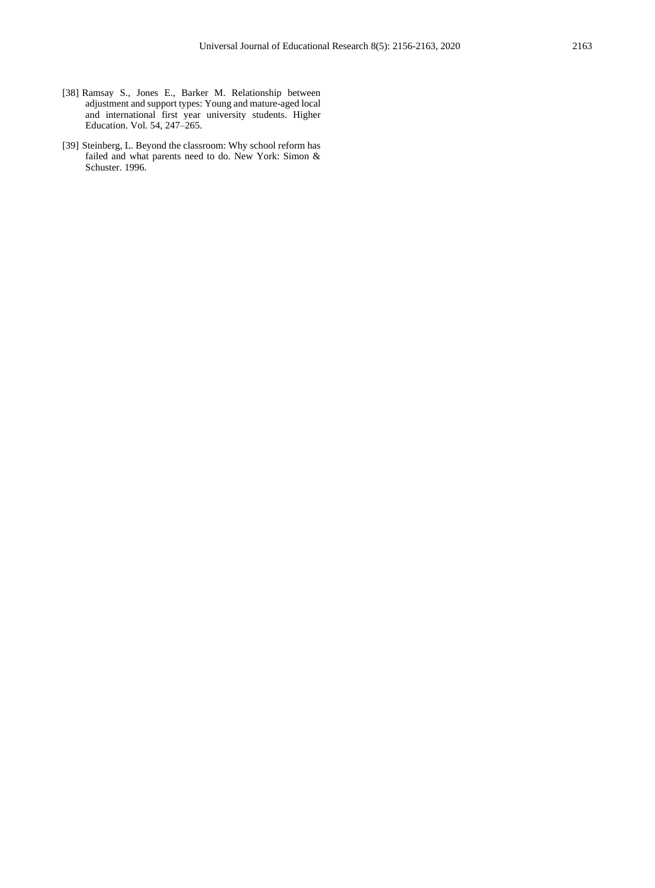[38] Ramsay S., Jones E., Barker M. Relationship between adjustment and support types: Young and mature-aged local and international first year university students. Higher Education. Vol. 54, 247–265.

[39] Steinberg, L. Beyond the classroom: Why school reform has failed and what parents need to do. New York: Simon & Schuster. 1996.